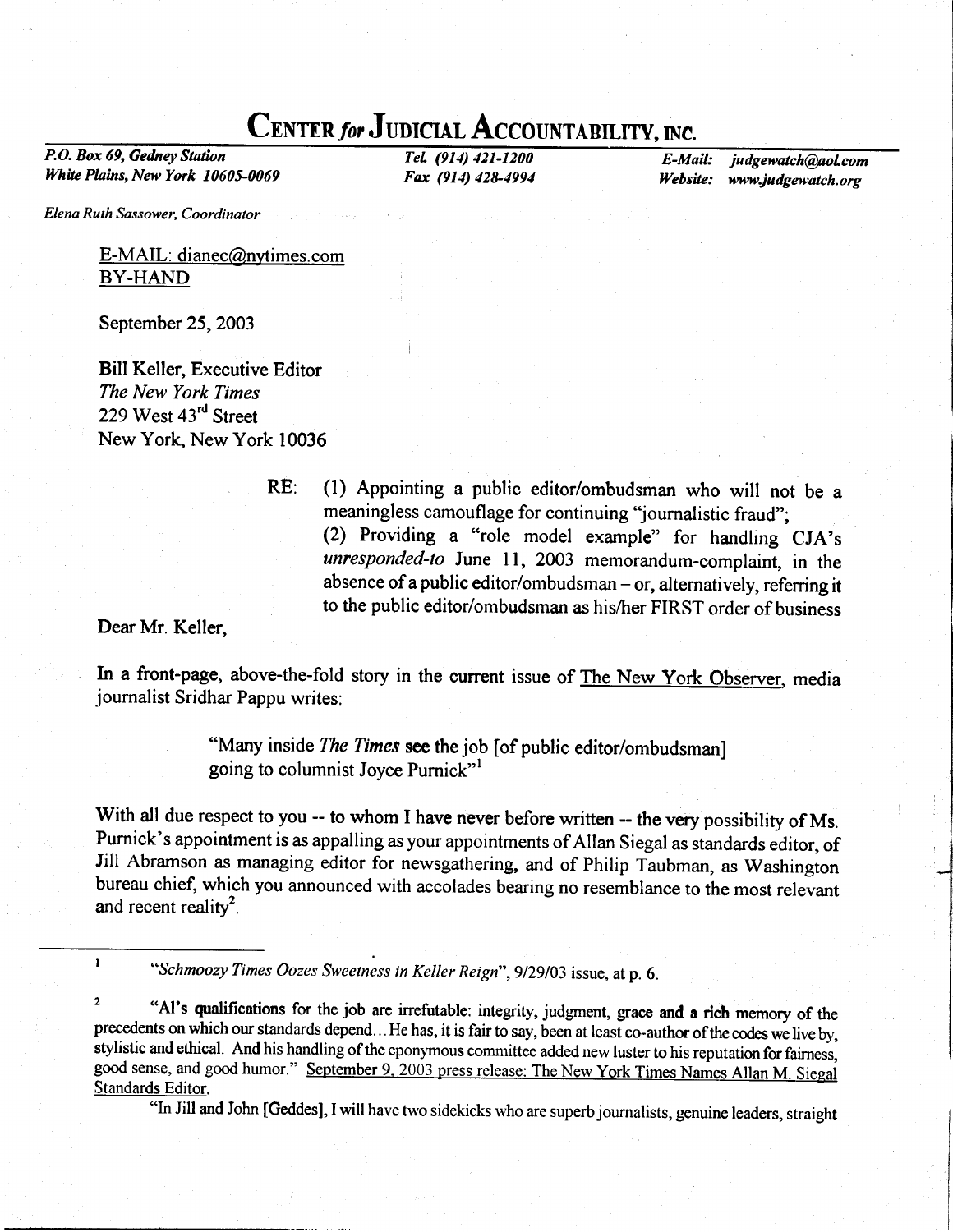# CENTER *for* JUDICIAL ACCOUNTABILITY, INC.

*P.O. Box 69, Gedney Station*
*White Plains, New York 10605-0069*

*Tel. (914) 421-1200*
*Fax (914) 428-4994*

*E-Mail: judgewatch@aol.com*
*Website: www.judgewatch.org*

*Elena Ruth Sassower, Coordinator*

E-MAIL: dianec@nytimes.com
BY-HAND

September 25, 2003

Bill Keller, Executive Editor
*The New York Times*
229 West 43rd Street
New York, New York 10036

RE: (1) Appointing a public editor/ombudsman who will not be a meaningless camouflage for continuing "journalistic fraud";
(2) Providing a "role model example" for handling CJA's *unresponded-to* June 11, 2003 memorandum-complaint, in the absence of a public editor/ombudsman – or, alternatively, referring it to the public editor/ombudsman as his/her FIRST order of business

Dear Mr. Keller,

In a front-page, above-the-fold story in the current issue of The New York Observer, media journalist Sridhar Pappu writes:

> "Many inside *The Times* see the job [of public editor/ombudsman] going to columnist Joyce Purnick"[1]

With all due respect to you -- to whom I have never before written -- the very possibility of Ms. Purnick's appointment is as appalling as your appointments of Allan Siegal as standards editor, of Jill Abramson as managing editor for newsgathering, and of Philip Taubman, as Washington bureau chief, which you announced with accolades bearing no resemblance to the most relevant and recent reality[2].

---

[1] *"Schmoozy Times Oozes Sweetness in Keller Reign"*, 9/29/03 issue, at p. 6.

[2] "Al's qualifications for the job are irrefutable: integrity, judgment, grace and a rich memory of the precedents on which our standards depend... He has, it is fair to say, been at least co-author of the codes we live by, stylistic and ethical. And his handling of the eponymous committee added new luster to his reputation for fairness, good sense, and good humor." September 9, 2003 press release: The New York Times Names Allan M. Siegal Standards Editor.

"In Jill and John [Geddes], I will have two sidekicks who are superb journalists, genuine leaders, straight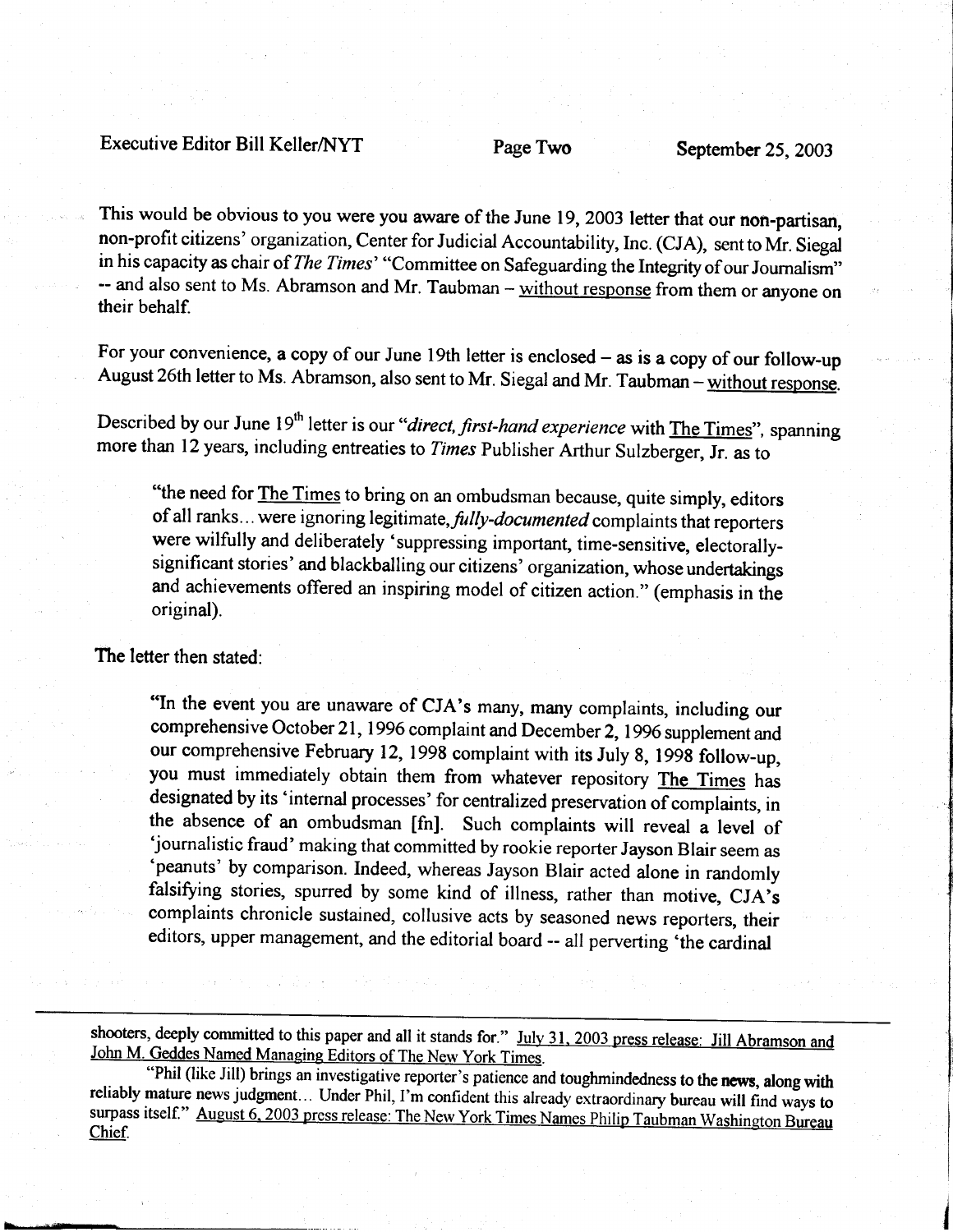This would be obvious to you were you aware of the June 19, 2003 letter that our non-partisan, non-profit citizens' organization, Center for Judicial Accountability, Inc. (CJA), sent to Mr. Siegal in his capacity as chair of *The Times*' "Committee on Safeguarding the Integrity of our Journalism" -- and also sent to Ms. Abramson and Mr. Taubman – without response from them or anyone on their behalf.

For your convenience, a copy of our June 19th letter is enclosed – as is a copy of our follow-up August 26th letter to Ms. Abramson, also sent to Mr. Siegal and Mr. Taubman – without response.

Described by our June 19th letter is our "*direct, first-hand experience* with The Times", spanning more than 12 years, including entreaties to *Times* Publisher Arthur Sulzberger, Jr. as to

> "the need for The Times to bring on an ombudsman because, quite simply, editors of all ranks... were ignoring legitimate, *fully-documented* complaints that reporters were wilfully and deliberately 'suppressing important, time-sensitive, electorally-significant stories' and blackballing our citizens' organization, whose undertakings and achievements offered an inspiring model of citizen action." (emphasis in the original).

The letter then stated:

> "In the event you are unaware of CJA's many, many complaints, including our comprehensive October 21, 1996 complaint and December 2, 1996 supplement and our comprehensive February 12, 1998 complaint with its July 8, 1998 follow-up, you must immediately obtain them from whatever repository The Times has designated by its 'internal processes' for centralized preservation of complaints, in the absence of an ombudsman [fn]. Such complaints will reveal a level of 'journalistic fraud' making that committed by rookie reporter Jayson Blair seem as 'peanuts' by comparison. Indeed, whereas Jayson Blair acted alone in randomly falsifying stories, spurred by some kind of illness, rather than motive, CJA's complaints chronicle sustained, collusive acts by seasoned news reporters, their editors, upper management, and the editorial board -- all perverting 'the cardinal

---

shooters, deeply committed to this paper and all it stands for." July 31, 2003 press release: Jill Abramson and John M. Geddes Named Managing Editors of The New York Times.

"Phil (like Jill) brings an investigative reporter's patience and toughmindedness to the news, along with reliably mature news judgment... Under Phil, I'm confident this already extraordinary bureau will find ways to surpass itself." August 6, 2003 press release: The New York Times Names Philip Taubman Washington Bureau Chief.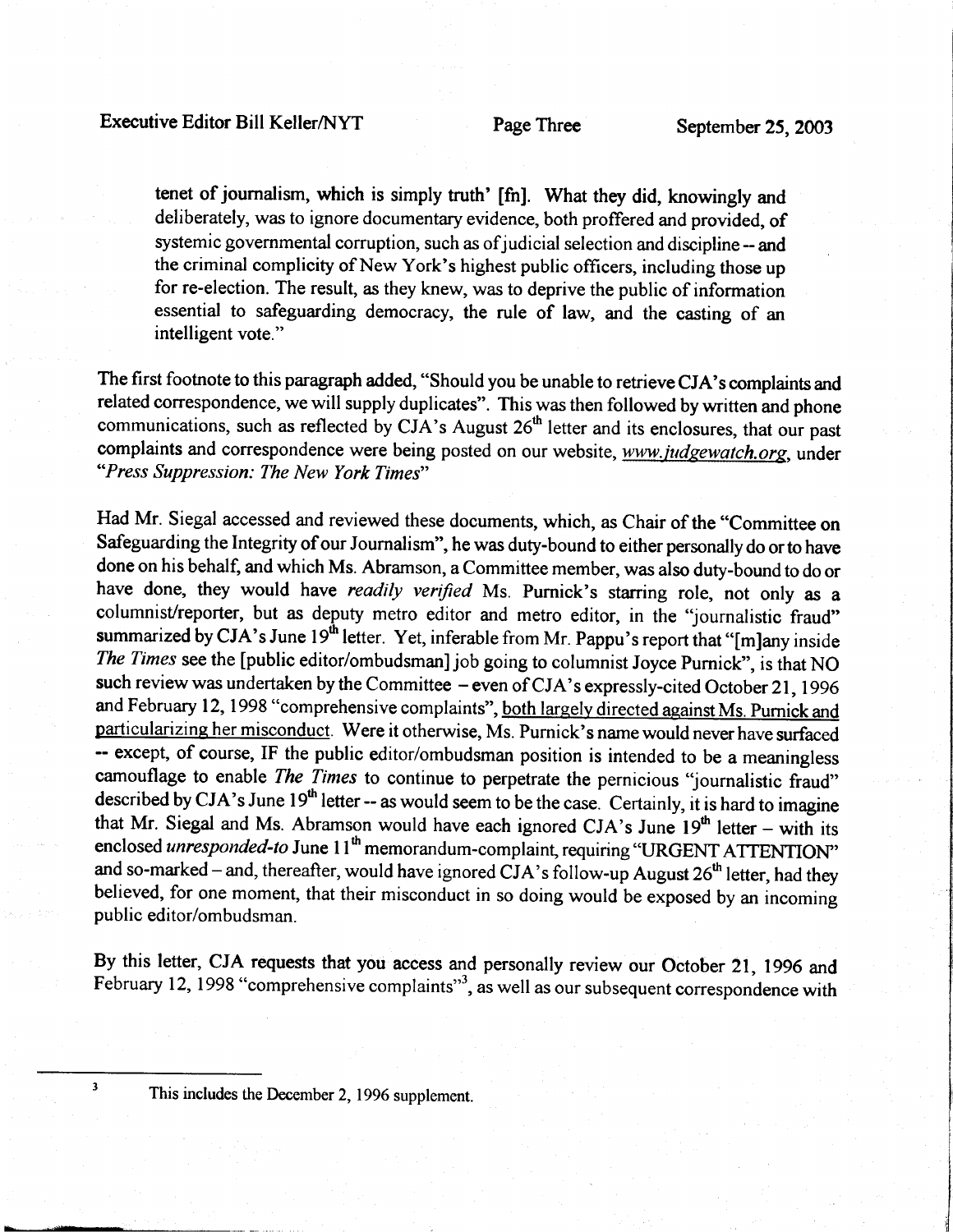tenet of journalism, which is simply truth' [fn]. What they did, knowingly and deliberately, was to ignore documentary evidence, both proffered and provided, of systemic governmental corruption, such as of judicial selection and discipline -- and the criminal complicity of New York's highest public officers, including those up for re-election. The result, as they knew, was to deprive the public of information essential to safeguarding democracy, the rule of law, and the casting of an intelligent vote."

The first footnote to this paragraph added, "Should you be unable to retrieve CJA's complaints and related correspondence, we will supply duplicates". This was then followed by written and phone communications, such as reflected by CJA's August 26th letter and its enclosures, that our past complaints and correspondence were being posted on our website, *www.judgewatch.org*, under "*Press Suppression: The New York Times*"

Had Mr. Siegal accessed and reviewed these documents, which, as Chair of the "Committee on Safeguarding the Integrity of our Journalism", he was duty-bound to either personally do or to have done on his behalf, and which Ms. Abramson, a Committee member, was also duty-bound to do or have done, they would have *readily verified* Ms. Purnick's starring role, not only as a columnist/reporter, but as deputy metro editor and metro editor, in the "journalistic fraud" summarized by CJA's June 19th letter. Yet, inferable from Mr. Pappu's report that "[m]any inside *The Times* see the [public editor/ombudsman] job going to columnist Joyce Purnick", is that NO such review was undertaken by the Committee – even of CJA's expressly-cited October 21, 1996 and February 12, 1998 "comprehensive complaints", both largely directed against Ms. Purnick and particularizing her misconduct. Were it otherwise, Ms. Purnick's name would never have surfaced -- except, of course, IF the public editor/ombudsman position is intended to be a meaningless camouflage to enable *The Times* to continue to perpetrate the pernicious "journalistic fraud" described by CJA's June 19th letter -- as would seem to be the case. Certainly, it is hard to imagine that Mr. Siegal and Ms. Abramson would have each ignored CJA's June 19th letter – with its enclosed *unresponded-to* June 11th memorandum-complaint, requiring "URGENT ATTENTION" and so-marked – and, thereafter, would have ignored CJA's follow-up August 26th letter, had they believed, for one moment, that their misconduct in so doing would be exposed by an incoming public editor/ombudsman.

By this letter, CJA requests that you access and personally review our October 21, 1996 and February 12, 1998 "comprehensive complaints"[3], as well as our subsequent correspondence with

---

[3] This includes the December 2, 1996 supplement.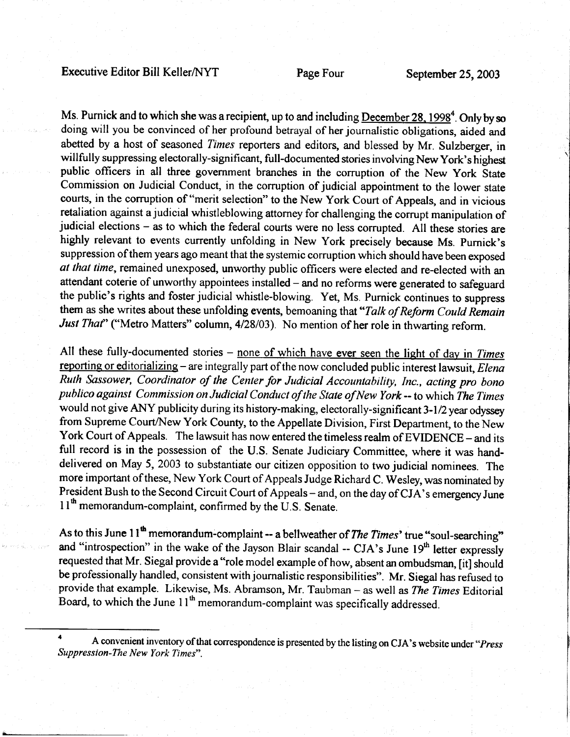Ms. Purnick and to which she was a recipient, up to and including <u>December 28, 1998</u>[4]. Only by so doing will you be convinced of her profound betrayal of her journalistic obligations, aided and abetted by a host of seasoned *Times* reporters and editors, and blessed by Mr. Sulzberger, in willfully suppressing electorally-significant, full-documented stories involving New York's highest public officers in all three government branches in the corruption of the New York State Commission on Judicial Conduct, in the corruption of judicial appointment to the lower state courts, in the corruption of "merit selection" to the New York Court of Appeals, and in vicious retaliation against a judicial whistleblowing attorney for challenging the corrupt manipulation of judicial elections – as to which the federal courts were no less corrupted. All these stories are highly relevant to events currently unfolding in New York precisely because Ms. Purnick's suppression of them years ago meant that the systemic corruption which should have been exposed *at that time*, remained unexposed, unworthy public officers were elected and re-elected with an attendant coterie of unworthy appointees installed – and no reforms were generated to safeguard the public's rights and foster judicial whistle-blowing. Yet, Ms. Purnick continues to suppress them as she writes about these unfolding events, bemoaning that "*Talk of Reform Could Remain Just That*" ("Metro Matters" column, 4/28/03). No mention of her role in thwarting reform.

All these fully-documented stories – <u>none of which have ever seen the light of day in *Times* reporting or editorializing</u> – are integrally part of the now concluded public interest lawsuit, *Elena Ruth Sassower, Coordinator of the Center for Judicial Accountability, Inc., acting pro bono publico against Commission on Judicial Conduct of the State of New York* -- to which *The Times* would not give ANY publicity during its history-making, electorally-significant 3-1/2 year odyssey from Supreme Court/New York County, to the Appellate Division, First Department, to the New York Court of Appeals. The lawsuit has now entered the timeless realm of EVIDENCE – and its full record is in the possession of the U.S. Senate Judiciary Committee, where it was hand-delivered on May 5, 2003 to substantiate our citizen opposition to two judicial nominees. The more important of these, New York Court of Appeals Judge Richard C. Wesley, was nominated by President Bush to the Second Circuit Court of Appeals – and, on the day of CJA's emergency June 11th memorandum-complaint, confirmed by the U.S. Senate.

As to this June 11th memorandum-complaint -- a bellweather of *The Times*' true "soul-searching" and "introspection" in the wake of the Jayson Blair scandal -- CJA's June 19th letter expressly requested that Mr. Siegal provide a "role model example of how, absent an ombudsman, [it] should be professionally handled, consistent with journalistic responsibilities". Mr. Siegal has refused to provide that example. Likewise, Ms. Abramson, Mr. Taubman – as well as *The Times* Editorial Board, to which the June 11th memorandum-complaint was specifically addressed.

---

[4] A convenient inventory of that correspondence is presented by the listing on CJA's website under "*Press Suppression-The New York Times*".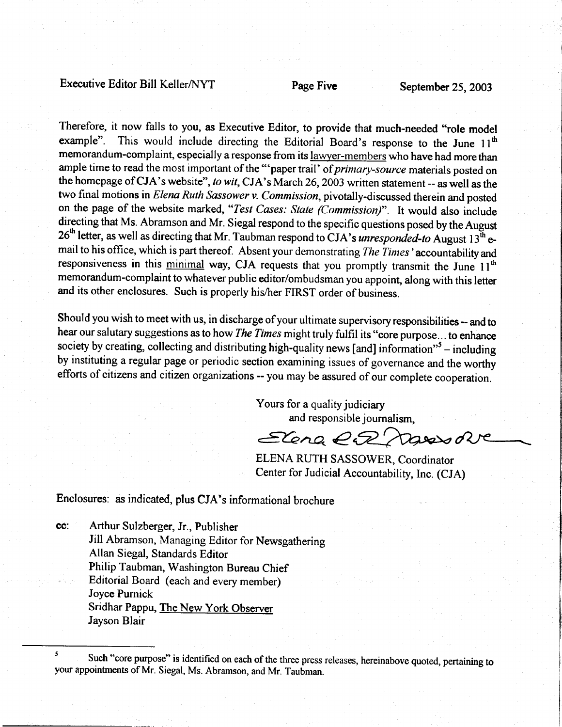Therefore, it now falls to you, as Executive Editor, to provide that much-needed "role model example". This would include directing the Editorial Board's response to the June 11th memorandum-complaint, especially a response from its lawyer-members who have had more than ample time to read the most important of the "'paper trail' of *primary-source* materials posted on the homepage of CJA's website", *to wit*, CJA's March 26, 2003 written statement -- as well as the two final motions in *Elena Ruth Sassower v. Commission*, pivotally-discussed therein and posted on the page of the website marked, "*Test Cases: State (Commission)*". It would also include directing that Ms. Abramson and Mr. Siegal respond to the specific questions posed by the August 26th letter, as well as directing that Mr. Taubman respond to CJA's *unresponded-to* August 13th e-mail to his office, which is part thereof. Absent your demonstrating *The Times'* accountability and responsiveness in this minimal way, CJA requests that you promptly transmit the June 11th memorandum-complaint to whatever public editor/ombudsman you appoint, along with this letter and its other enclosures. Such is properly his/her FIRST order of business.

Should you wish to meet with us, in discharge of your ultimate supervisory responsibilities -- and to hear our salutary suggestions as to how *The Times* might truly fulfil its "core purpose... to enhance society by creating, collecting and distributing high-quality news [and] information"[5] – including by instituting a regular page or periodic section examining issues of governance and the worthy efforts of citizens and citizen organizations -- you may be assured of our complete cooperation.

Yours for a quality judiciary
and responsible journalism,

ELENA RUTH SASSOWER, Coordinator
Center for Judicial Accountability, Inc. (CJA)

Enclosures: as indicated, plus CJA's informational brochure

cc: Arthur Sulzberger, Jr., Publisher
Jill Abramson, Managing Editor for Newsgathering
Allan Siegal, Standards Editor
Philip Taubman, Washington Bureau Chief
Editorial Board (each and every member)
Joyce Purnick
Sridhar Pappu, The New York Observer
Jayson Blair

---

[5] Such "core purpose" is identified on each of the three press releases, hereinabove quoted, pertaining to your appointments of Mr. Siegal, Ms. Abramson, and Mr. Taubman.